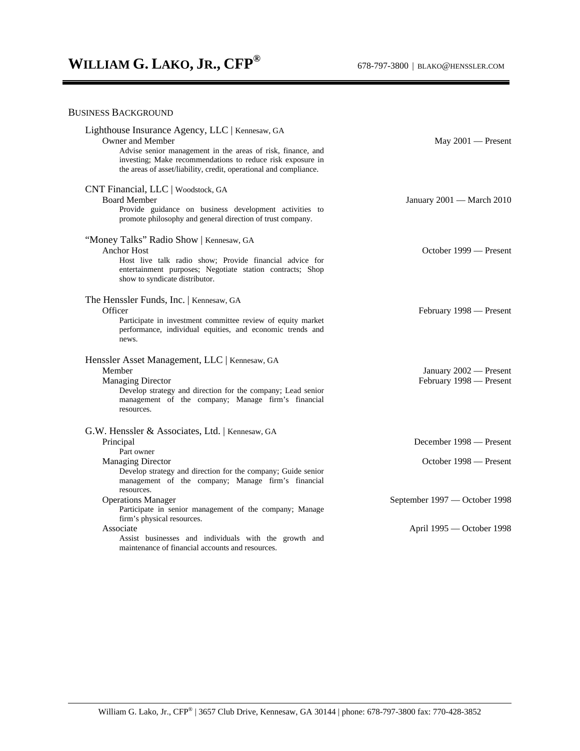# WILLIAM G. LAKO, JR., CFP®

678-797-3800 | BLAKO@HENSSLER.COM

## BUSINESS BACKGROUND

**Lighthouse Insurance Agency, LLC** | Kennesaw, GA

Owner and Member — May 2001 — Present

Advise senior management in the areas of risk, finance, and investing; Make recommendations to reduce risk exposure in the areas of asset/liability, credit, operational and compliance.

**CNT Financial, LLC** | Woodstock, GA

Board Member — January 2001 — March 2010

Provide guidance on business development activities to promote philosophy and general direction of trust company.

**"Money Talks" Radio Show** | Kennesaw, GA

Anchor Host — October 1999 — Present

Host live talk radio show; Provide financial advice for entertainment purposes; Negotiate station contracts; Shop show to syndicate distributor.

**The Henssler Funds, Inc.** | Kennesaw, GA

Officer — February 1998 — Present

Participate in investment committee review of equity market performance, individual equities, and economic trends and news.

**Henssler Asset Management, LLC** | Kennesaw, GA

Member — January 2002 — Present

Managing Director — February 1998 — Present

Develop strategy and direction for the company; Lead senior management of the company; Manage firm's financial resources.

**G.W. Henssler & Associates, Ltd.** | Kennesaw, GA

Principal — December 1998 — Present

Part owner

Managing Director — October 1998 — Present

Develop strategy and direction for the company; Guide senior management of the company; Manage firm's financial resources.

Operations Manager — September 1997 — October 1998

Participate in senior management of the company; Manage firm's physical resources.

Associate — April 1995 — October 1998

Assist businesses and individuals with the growth and maintenance of financial accounts and resources.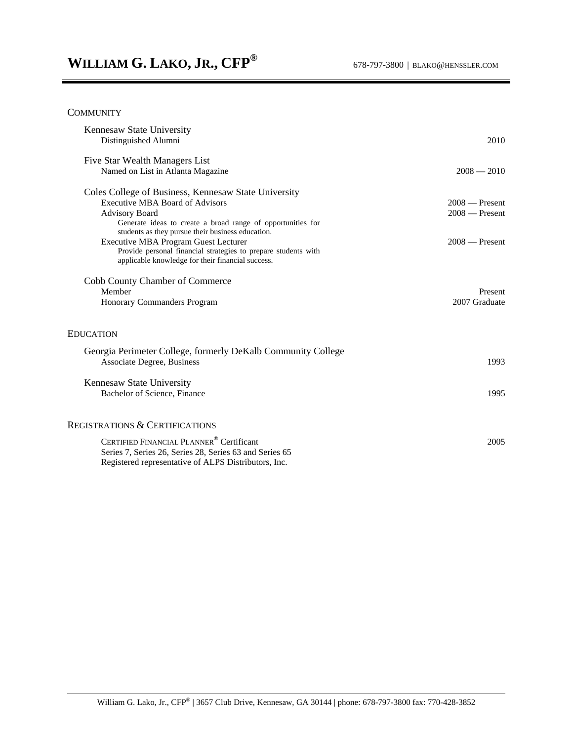# WILLIAM G. LAKO, JR., CFP®

678-797-3800 | BLAKO@HENSSLER.COM

## COMMUNITY

**Kennesaw State University**
Distinguished Alumni — 2010

**Five Star Wealth Managers List**
Named on List in Atlanta Magazine — 2008 — 2010

**Coles College of Business, Kennesaw State University**
Executive MBA Board of Advisors — 2008 — Present
Advisory Board — 2008 — Present
Generate ideas to create a broad range of opportunities for students as they pursue their business education.
Executive MBA Program Guest Lecturer — 2008 — Present
Provide personal financial strategies to prepare students with applicable knowledge for their financial success.

**Cobb County Chamber of Commerce**
Member — Present
Honorary Commanders Program — 2007 Graduate

## EDUCATION

**Georgia Perimeter College, formerly DeKalb Community College**
Associate Degree, Business — 1993

**Kennesaw State University**
Bachelor of Science, Finance — 1995

## REGISTRATIONS & CERTIFICATIONS

CERTIFIED FINANCIAL PLANNER® Certificant — 2005
Series 7, Series 26, Series 28, Series 63 and Series 65
Registered representative of ALPS Distributors, Inc.

William G. Lako, Jr., CFP® | 3657 Club Drive, Kennesaw, GA 30144 | phone: 678-797-3800 fax: 770-428-3852